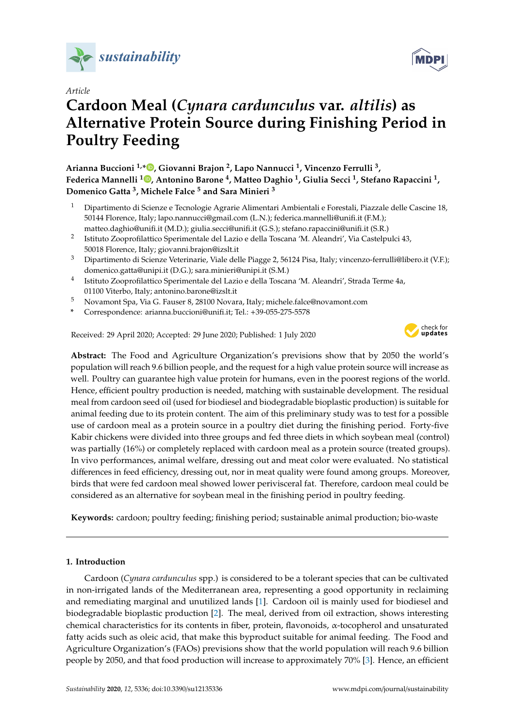*sustainability*

Article

# Cardoon Meal (*Cynara cardunculus* var. *altilis*) as Alternative Protein Source during Finishing Period in Poultry Feeding

**Arianna Buccioni [1,*], Giovanni Brajon [2], Lapo Nannucci [1], Vincenzo Ferrulli [3], Federica Mannelli [1], Antonino Barone [4], Matteo Daghio [1], Giulia Secci [1], Stefano Rapaccini [1], Domenico Gatta [3], Michele Falce [5] and Sara Minieri [3]**

[1] Dipartimento di Scienze e Tecnologie Agrarie Alimentari Ambientali e Forestali, Piazzale delle Cascine 18, 50144 Florence, Italy; lapo.nannucci@gmail.com (L.N.); federica.mannelli@unifi.it (F.M.); matteo.daghio@unifi.it (M.D.); giulia.secci@unifi.it (G.S.); stefano.rapaccini@unifi.it (S.R.)

[2] Istituto Zooprofilattico Sperimentale del Lazio e della Toscana 'M. Aleandri', Via Castelpulci 43, 50018 Florence, Italy; giovanni.brajon@izslt.it

[3] Dipartimento di Scienze Veterinarie, Viale delle Piagge 2, 56124 Pisa, Italy; vincenzo-ferrulli@libero.it (V.F.); domenico.gatta@unipi.it (D.G.); sara.minieri@unipi.it (S.M.)

[4] Istituto Zooprofilattico Sperimentale del Lazio e della Toscana 'M. Aleandri', Strada Terme 4a, 01100 Viterbo, Italy; antonino.barone@izslt.it

[5] Novamont Spa, Via G. Fauser 8, 28100 Novara, Italy; michele.falce@novamont.com

\* Correspondence: arianna.buccioni@unifi.it; Tel.: +39-055-275-5578

Received: 29 April 2020; Accepted: 29 June 2020; Published: 1 July 2020

**Abstract:** The Food and Agriculture Organization's previsions show that by 2050 the world's population will reach 9.6 billion people, and the request for a high value protein source will increase as well. Poultry can guarantee high value protein for humans, even in the poorest regions of the world. Hence, efficient poultry production is needed, matching with sustainable development. The residual meal from cardoon seed oil (used for biodiesel and biodegradable bioplastic production) is suitable for animal feeding due to its protein content. The aim of this preliminary study was to test for a possible use of cardoon meal as a protein source in a poultry diet during the finishing period. Forty-five Kabir chickens were divided into three groups and fed three diets in which soybean meal (control) was partially (16%) or completely replaced with cardoon meal as a protein source (treated groups). In vivo performances, animal welfare, dressing out and meat color were evaluated. No statistical differences in feed efficiency, dressing out, nor in meat quality were found among groups. Moreover, birds that were fed cardoon meal showed lower perivisceral fat. Therefore, cardoon meal could be considered as an alternative for soybean meal in the finishing period in poultry feeding.

**Keywords:** cardoon; poultry feeding; finishing period; sustainable animal production; bio-waste

## 1. Introduction

Cardoon (*Cynara cardunculus* spp.) is considered to be a tolerant species that can be cultivated in non-irrigated lands of the Mediterranean area, representing a good opportunity in reclaiming and remediating marginal and unutilized lands [1]. Cardoon oil is mainly used for biodiesel and biodegradable bioplastic production [2]. The meal, derived from oil extraction, shows interesting chemical characteristics for its contents in fiber, protein, flavonoids, α-tocopherol and unsaturated fatty acids such as oleic acid, that make this byproduct suitable for animal feeding. The Food and Agriculture Organization's (FAOs) previsions show that the world population will reach 9.6 billion people by 2050, and that food production will increase to approximately 70% [3]. Hence, an efficient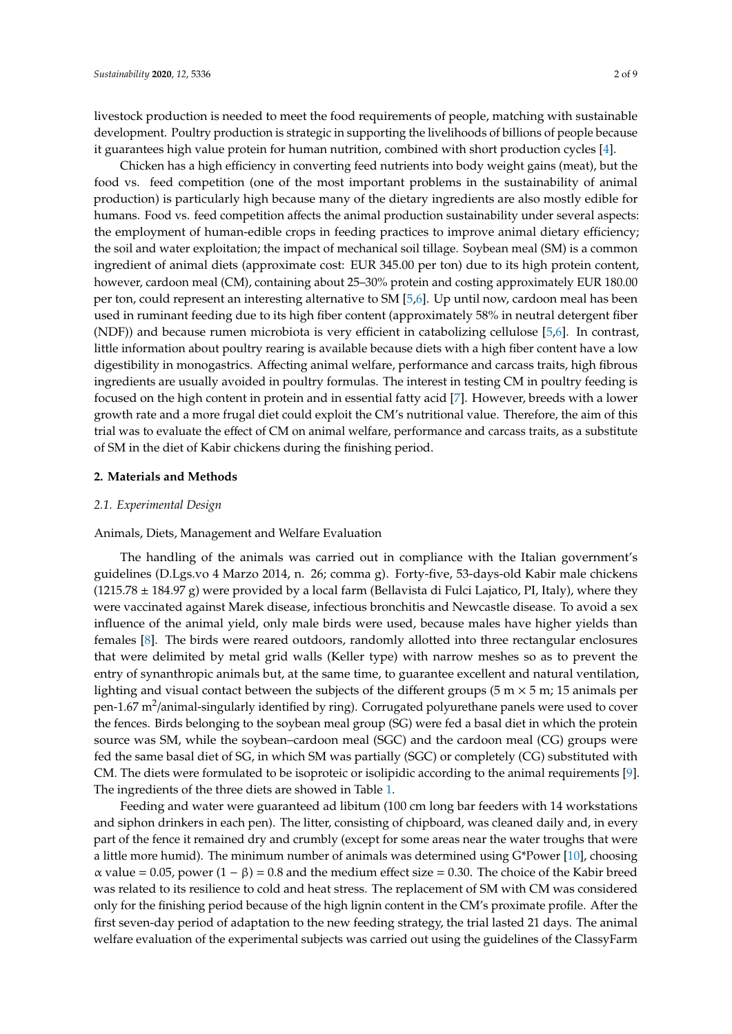livestock production is needed to meet the food requirements of people, matching with sustainable development. Poultry production is strategic in supporting the livelihoods of billions of people because it guarantees high value protein for human nutrition, combined with short production cycles [4].

Chicken has a high efficiency in converting feed nutrients into body weight gains (meat), but the food vs. feed competition (one of the most important problems in the sustainability of animal production) is particularly high because many of the dietary ingredients are also mostly edible for humans. Food vs. feed competition affects the animal production sustainability under several aspects: the employment of human-edible crops in feeding practices to improve animal dietary efficiency; the soil and water exploitation; the impact of mechanical soil tillage. Soybean meal (SM) is a common ingredient of animal diets (approximate cost: EUR 345.00 per ton) due to its high protein content, however, cardoon meal (CM), containing about 25–30% protein and costing approximately EUR 180.00 per ton, could represent an interesting alternative to SM [5,6]. Up until now, cardoon meal has been used in ruminant feeding due to its high fiber content (approximately 58% in neutral detergent fiber (NDF)) and because rumen microbiota is very efficient in catabolizing cellulose [5,6]. In contrast, little information about poultry rearing is available because diets with a high fiber content have a low digestibility in monogastrics. Affecting animal welfare, performance and carcass traits, high fibrous ingredients are usually avoided in poultry formulas. The interest in testing CM in poultry feeding is focused on the high content in protein and in essential fatty acid [7]. However, breeds with a lower growth rate and a more frugal diet could exploit the CM's nutritional value. Therefore, the aim of this trial was to evaluate the effect of CM on animal welfare, performance and carcass traits, as a substitute of SM in the diet of Kabir chickens during the finishing period.

## 2. Materials and Methods

### *2.1. Experimental Design*

Animals, Diets, Management and Welfare Evaluation

The handling of the animals was carried out in compliance with the Italian government's guidelines (D.Lgs.vo 4 Marzo 2014, n. 26; comma g). Forty-five, 53-days-old Kabir male chickens (1215.78 ± 184.97 g) were provided by a local farm (Bellavista di Fulci Lajatico, PI, Italy), where they were vaccinated against Marek disease, infectious bronchitis and Newcastle disease. To avoid a sex influence of the animal yield, only male birds were used, because males have higher yields than females [8]. The birds were reared outdoors, randomly allotted into three rectangular enclosures that were delimited by metal grid walls (Keller type) with narrow meshes so as to prevent the entry of synanthropic animals but, at the same time, to guarantee excellent and natural ventilation, lighting and visual contact between the subjects of the different groups (5 m × 5 m; 15 animals per pen-1.67 $m^2$/animal-singularly identified by ring). Corrugated polyurethane panels were used to cover the fences. Birds belonging to the soybean meal group (SG) were fed a basal diet in which the protein source was SM, while the soybean–cardoon meal (SGC) and the cardoon meal (CG) groups were fed the same basal diet of SG, in which SM was partially (SGC) or completely (CG) substituted with CM. The diets were formulated to be isoproteic or isolipidic according to the animal requirements [9]. The ingredients of the three diets are showed in Table 1.

Feeding and water were guaranteed ad libitum (100 cm long bar feeders with 14 workstations and siphon drinkers in each pen). The litter, consisting of chipboard, was cleaned daily and, in every part of the fence it remained dry and crumbly (except for some areas near the water troughs that were a little more humid). The minimum number of animals was determined using G*Power [10], choosing $\alpha$ value = 0.05, power $(1 - \beta) = 0.8$ and the medium effect size = 0.30. The choice of the Kabir breed was related to its resilience to cold and heat stress. The replacement of SM with CM was considered only for the finishing period because of the high lignin content in the CM's proximate profile. After the first seven-day period of adaptation to the new feeding strategy, the trial lasted 21 days. The animal welfare evaluation of the experimental subjects was carried out using the guidelines of the ClassyFarm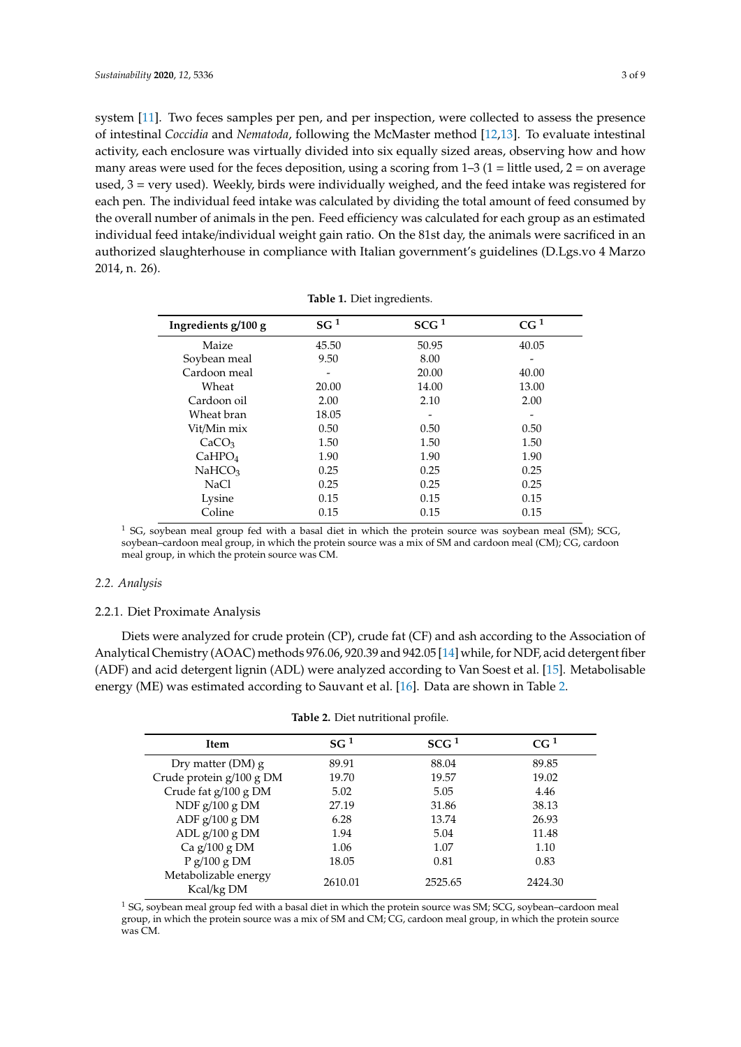system [11]. Two feces samples per pen, and per inspection, were collected to assess the presence of intestinal *Coccidia* and *Nematoda*, following the McMaster method [12,13]. To evaluate intestinal activity, each enclosure was virtually divided into six equally sized areas, observing how and how many areas were used for the feces deposition, using a scoring from 1–3 (1 = little used, 2 = on average used, 3 = very used). Weekly, birds were individually weighed, and the feed intake was registered for each pen. The individual feed intake was calculated by dividing the total amount of feed consumed by the overall number of animals in the pen. Feed efficiency was calculated for each group as an estimated individual feed intake/individual weight gain ratio. On the 81st day, the animals were sacrificed in an authorized slaughterhouse in compliance with Italian government's guidelines (D.Lgs.vo 4 Marzo 2014, n. 26).

**Table 1.** Diet ingredients.

| Ingredients g/100 g | SG [1] | SCG [1] | CG [1] |
|---|---|---|---|
| Maize | 45.50 | 50.95 | 40.05 |
| Soybean meal | 9.50 | 8.00 | - |
| Cardoon meal | - | 20.00 | 40.00 |
| Wheat | 20.00 | 14.00 | 13.00 |
| Cardoon oil | 2.00 | 2.10 | 2.00 |
| Wheat bran | 18.05 | - | - |
| Vit/Min mix | 0.50 | 0.50 | 0.50 |
| $CaCO_3$ | 1.50 | 1.50 | 1.50 |
| $CaHPO_4$ | 1.90 | 1.90 | 1.90 |
| $NaHCO_3$ | 0.25 | 0.25 | 0.25 |
| NaCl | 0.25 | 0.25 | 0.25 |
| Lysine | 0.15 | 0.15 | 0.15 |
| Coline | 0.15 | 0.15 | 0.15 |

[1] SG, soybean meal group fed with a basal diet in which the protein source was soybean meal (SM); SCG, soybean–cardoon meal group, in which the protein source was a mix of SM and cardoon meal (CM); CG, cardoon meal group, in which the protein source was CM.

### 2.2. Analysis

#### 2.2.1. Diet Proximate Analysis

Diets were analyzed for crude protein (CP), crude fat (CF) and ash according to the Association of Analytical Chemistry (AOAC) methods 976.06, 920.39 and 942.05 [14] while, for NDF, acid detergent fiber (ADF) and acid detergent lignin (ADL) were analyzed according to Van Soest et al. [15]. Metabolisable energy (ME) was estimated according to Sauvant et al. [16]. Data are shown in Table 2.

**Table 2.** Diet nutritional profile.

| Item | SG [1] | SCG [1] | CG [1] |
|---|---|---|---|
| Dry matter (DM) g | 89.91 | 88.04 | 89.85 |
| Crude protein g/100 g DM | 19.70 | 19.57 | 19.02 |
| Crude fat g/100 g DM | 5.02 | 5.05 | 4.46 |
| NDF g/100 g DM | 27.19 | 31.86 | 38.13 |
| ADF g/100 g DM | 6.28 | 13.74 | 26.93 |
| ADL g/100 g DM | 1.94 | 5.04 | 11.48 |
| Ca g/100 g DM | 1.06 | 1.07 | 1.10 |
| P g/100 g DM | 18.05 | 0.81 | 0.83 |
| Metabolizable energy Kcal/kg DM | 2610.01 | 2525.65 | 2424.30 |

[1] SG, soybean meal group fed with a basal diet in which the protein source was SM; SCG, soybean–cardoon meal group, in which the protein source was a mix of SM and CM; CG, cardoon meal group, in which the protein source was CM.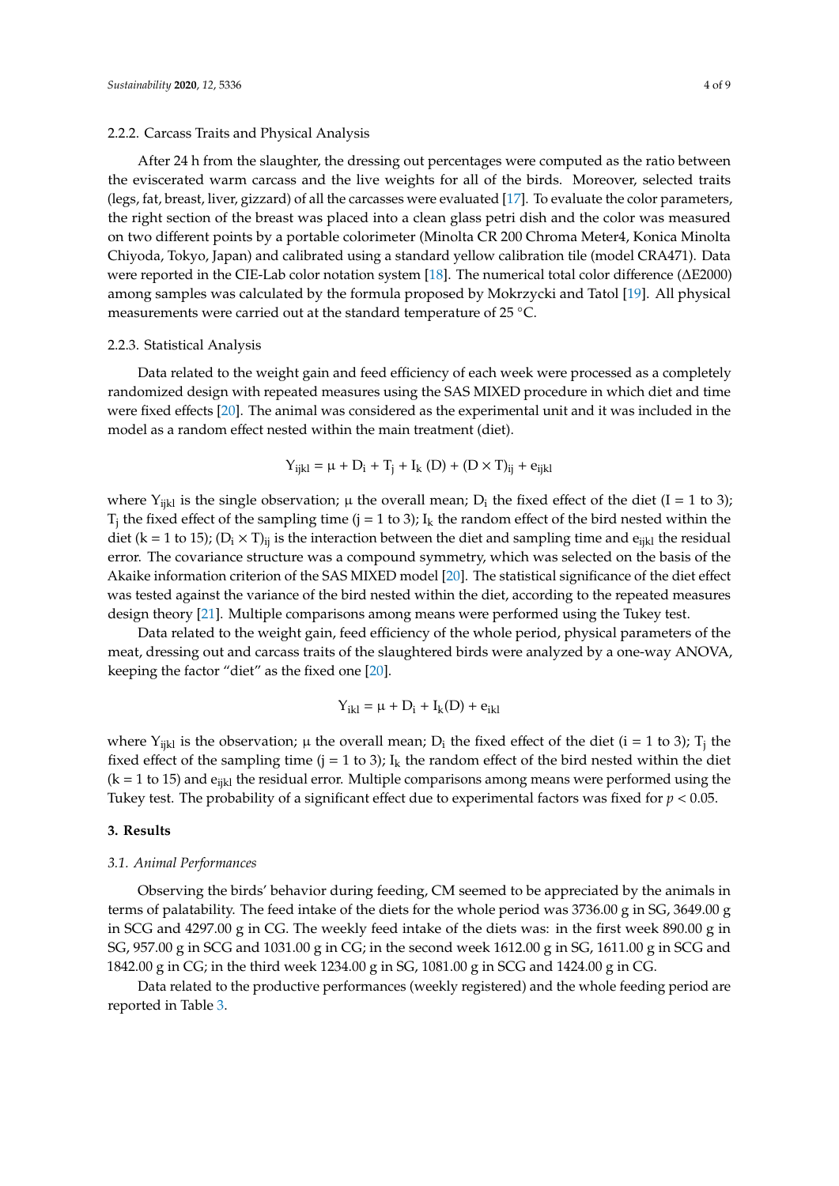#### 2.2.2. Carcass Traits and Physical Analysis

After 24 h from the slaughter, the dressing out percentages were computed as the ratio between the eviscerated warm carcass and the live weights for all of the birds. Moreover, selected traits (legs, fat, breast, liver, gizzard) of all the carcasses were evaluated [17]. To evaluate the color parameters, the right section of the breast was placed into a clean glass petri dish and the color was measured on two different points by a portable colorimeter (Minolta CR 200 Chroma Meter4, Konica Minolta Chiyoda, Tokyo, Japan) and calibrated using a standard yellow calibration tile (model CRA471). Data were reported in the CIE-Lab color notation system [18]. The numerical total color difference (ΔE2000) among samples was calculated by the formula proposed by Mokrzycki and Tatol [19]. All physical measurements were carried out at the standard temperature of 25 °C.

#### 2.2.3. Statistical Analysis

Data related to the weight gain and feed efficiency of each week were processed as a completely randomized design with repeated measures using the SAS MIXED procedure in which diet and time were fixed effects [20]. The animal was considered as the experimental unit and it was included in the model as a random effect nested within the main treatment (diet).

$$Y_{ijkl} = \mu + D_i + T_j + I_k\,(D) + (D \times T)_{ij} + e_{ijkl}$$

where $Y_{ijkl}$ is the single observation; μ the overall mean; $D_i$ the fixed effect of the diet (I = 1 to 3); $T_j$ the fixed effect of the sampling time (j = 1 to 3); $I_k$ the random effect of the bird nested within the diet (k = 1 to 15); $(D_i \times T)_{ij}$ is the interaction between the diet and sampling time and $e_{ijkl}$ the residual error. The covariance structure was a compound symmetry, which was selected on the basis of the Akaike information criterion of the SAS MIXED model [20]. The statistical significance of the diet effect was tested against the variance of the bird nested within the diet, according to the repeated measures design theory [21]. Multiple comparisons among means were performed using the Tukey test.

Data related to the weight gain, feed efficiency of the whole period, physical parameters of the meat, dressing out and carcass traits of the slaughtered birds were analyzed by a one-way ANOVA, keeping the factor "diet" as the fixed one [20].

$$Y_{ikl} = \mu + D_i + I_k(D) + e_{ikl}$$

where $Y_{ijkl}$ is the observation; μ the overall mean; $D_i$ the fixed effect of the diet (i = 1 to 3); $T_j$ the fixed effect of the sampling time (j = 1 to 3); $I_k$ the random effect of the bird nested within the diet (k = 1 to 15) and $e_{ijkl}$ the residual error. Multiple comparisons among means were performed using the Tukey test. The probability of a significant effect due to experimental factors was fixed for $p < 0.05$.

## 3. Results

### *3.1. Animal Performances*

Observing the birds' behavior during feeding, CM seemed to be appreciated by the animals in terms of palatability. The feed intake of the diets for the whole period was 3736.00 g in SG, 3649.00 g in SCG and 4297.00 g in CG. The weekly feed intake of the diets was: in the first week 890.00 g in SG, 957.00 g in SCG and 1031.00 g in CG; in the second week 1612.00 g in SG, 1611.00 g in SCG and 1842.00 g in CG; in the third week 1234.00 g in SG, 1081.00 g in SCG and 1424.00 g in CG.

Data related to the productive performances (weekly registered) and the whole feeding period are reported in Table 3.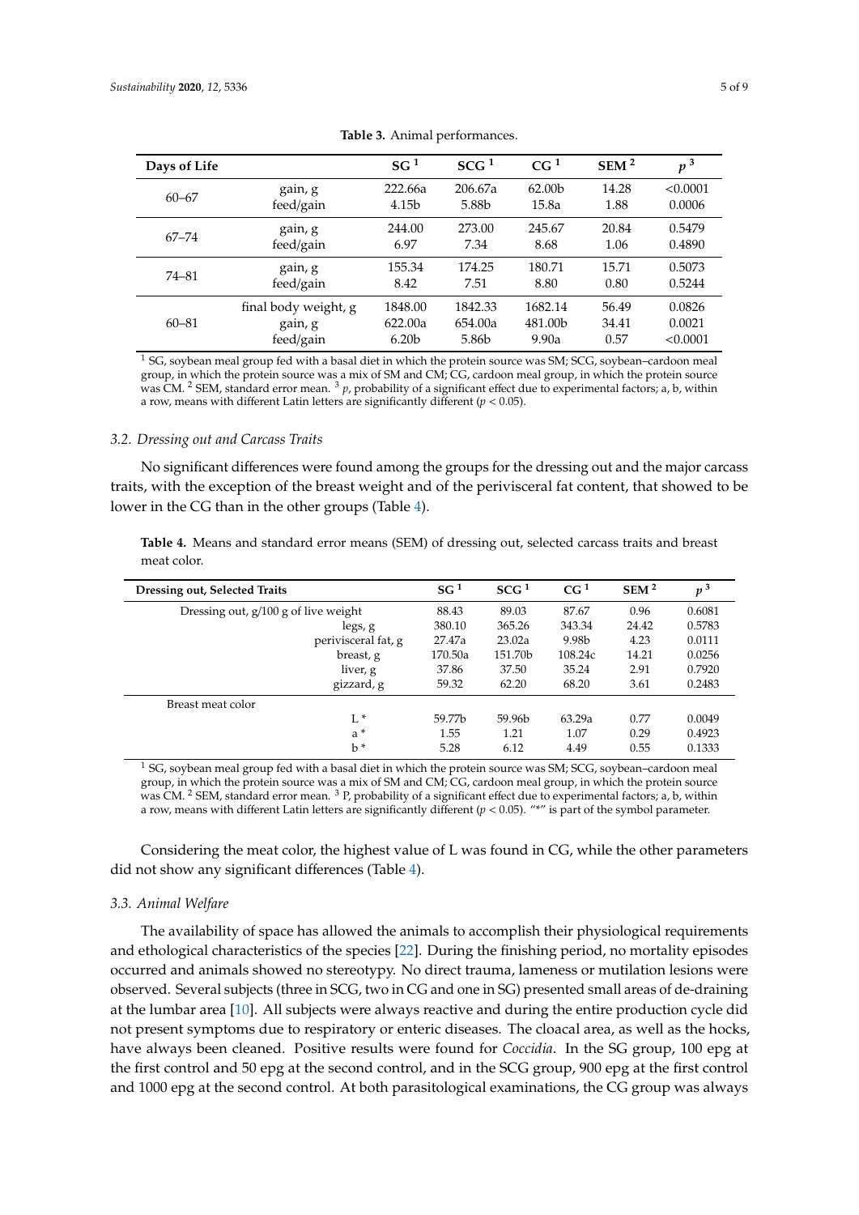**Table 3.** Animal performances.

| Days of Life | | SG [1] | SCG [1] | CG [1] | SEM [2] | $p$ [3] |
|---|---|---|---|---|---|---|
| 60–67 | gain, g | 222.66a | 206.67a | 62.00b | 14.28 | <0.0001 |
| | feed/gain | 4.15b | 5.88b | 15.8a | 1.88 | 0.0006 |
| 67–74 | gain, g | 244.00 | 273.00 | 245.67 | 20.84 | 0.5479 |
| | feed/gain | 6.97 | 7.34 | 8.68 | 1.06 | 0.4890 |
| 74–81 | gain, g | 155.34 | 174.25 | 180.71 | 15.71 | 0.5073 |
| | feed/gain | 8.42 | 7.51 | 8.80 | 0.80 | 0.5244 |
| 60–81 | final body weight, g | 1848.00 | 1842.33 | 1682.14 | 56.49 | 0.0826 |
| | gain, g | 622.00a | 654.00a | 481.00b | 34.41 | 0.0021 |
| | feed/gain | 6.20b | 5.86b | 9.90a | 0.57 | <0.0001 |

[1] SG, soybean meal group fed with a basal diet in which the protein source was SM; SCG, soybean–cardoon meal group, in which the protein source was a mix of SM and CM; CG, cardoon meal group, in which the protein source was CM. [2] SEM, standard error mean. [3] $p$, probability of a significant effect due to experimental factors; a, b, within a row, means with different Latin letters are significantly different ($p < 0.05$).

### 3.2. Dressing out and Carcass Traits

No significant differences were found among the groups for the dressing out and the major carcass traits, with the exception of the breast weight and of the perivisceral fat content, that showed to be lower in the CG than in the other groups (Table 4).

**Table 4.** Means and standard error means (SEM) of dressing out, selected carcass traits and breast meat color.

| Dressing out, Selected Traits | SG [1] | SCG [1] | CG [1] | SEM [2] | $p$ [3] |
|---|---|---|---|---|---|
| Dressing out, g/100 g of live weight | 88.43 | 89.03 | 87.67 | 0.96 | 0.6081 |
| legs, g | 380.10 | 365.26 | 343.34 | 24.42 | 0.5783 |
| perivisceral fat, g | 27.47a | 23.02a | 9.98b | 4.23 | 0.0111 |
| breast, g | 170.50a | 151.70b | 108.24c | 14.21 | 0.0256 |
| liver, g | 37.86 | 37.50 | 35.24 | 2.91 | 0.7920 |
| gizzard, g | 59.32 | 62.20 | 68.20 | 3.61 | 0.2483 |
| Breast meat color | | | | | |
| L * | 59.77b | 59.96b | 63.29a | 0.77 | 0.0049 |
| a * | 1.55 | 1.21 | 1.07 | 0.29 | 0.4923 |
| b * | 5.28 | 6.12 | 4.49 | 0.55 | 0.1333 |

[1] SG, soybean meal group fed with a basal diet in which the protein source was SM; SCG, soybean–cardoon meal group, in which the protein source was a mix of SM and CM; CG, cardoon meal group, in which the protein source was CM. [2] SEM, standard error mean. [3] P, probability of a significant effect due to experimental factors; a, b, within a row, means with different Latin letters are significantly different ($p < 0.05$). "*" is part of the symbol parameter.

Considering the meat color, the highest value of L was found in CG, while the other parameters did not show any significant differences (Table 4).

### 3.3. Animal Welfare

The availability of space has allowed the animals to accomplish their physiological requirements and ethological characteristics of the species [22]. During the finishing period, no mortality episodes occurred and animals showed no stereotypy. No direct trauma, lameness or mutilation lesions were observed. Several subjects (three in SCG, two in CG and one in SG) presented small areas of de-draining at the lumbar area [10]. All subjects were always reactive and during the entire production cycle did not present symptoms due to respiratory or enteric diseases. The cloacal area, as well as the hocks, have always been cleaned. Positive results were found for *Coccidia*. In the SG group, 100 epg at the first control and 50 epg at the second control, and in the SCG group, 900 epg at the first control and 1000 epg at the second control. At both parasitological examinations, the CG group was always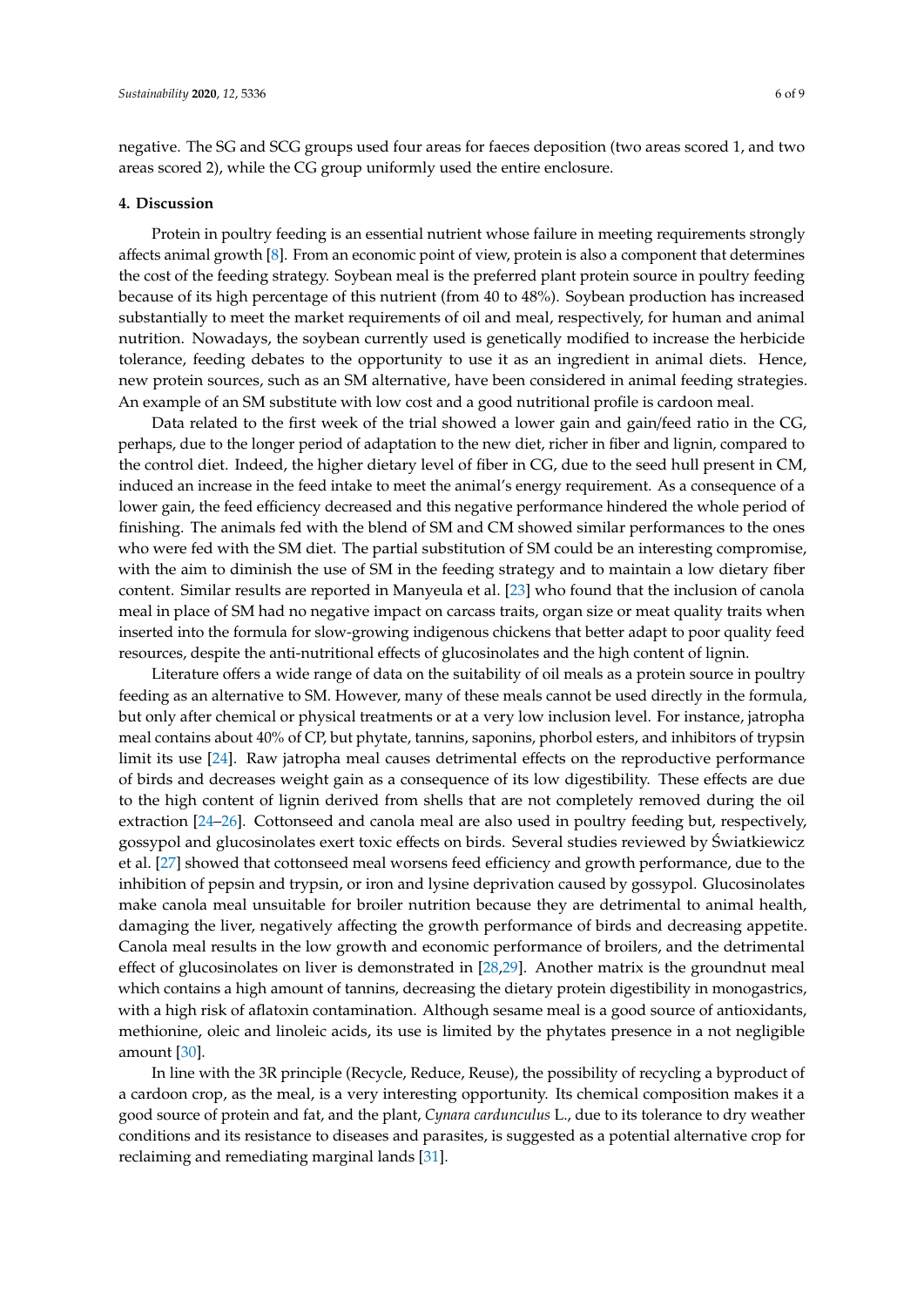negative. The SG and SCG groups used four areas for faeces deposition (two areas scored 1, and two areas scored 2), while the CG group uniformly used the entire enclosure.

## 4. Discussion

Protein in poultry feeding is an essential nutrient whose failure in meeting requirements strongly affects animal growth [8]. From an economic point of view, protein is also a component that determines the cost of the feeding strategy. Soybean meal is the preferred plant protein source in poultry feeding because of its high percentage of this nutrient (from 40 to 48%). Soybean production has increased substantially to meet the market requirements of oil and meal, respectively, for human and animal nutrition. Nowadays, the soybean currently used is genetically modified to increase the herbicide tolerance, feeding debates to the opportunity to use it as an ingredient in animal diets. Hence, new protein sources, such as an SM alternative, have been considered in animal feeding strategies. An example of an SM substitute with low cost and a good nutritional profile is cardoon meal.

Data related to the first week of the trial showed a lower gain and gain/feed ratio in the CG, perhaps, due to the longer period of adaptation to the new diet, richer in fiber and lignin, compared to the control diet. Indeed, the higher dietary level of fiber in CG, due to the seed hull present in CM, induced an increase in the feed intake to meet the animal's energy requirement. As a consequence of a lower gain, the feed efficiency decreased and this negative performance hindered the whole period of finishing. The animals fed with the blend of SM and CM showed similar performances to the ones who were fed with the SM diet. The partial substitution of SM could be an interesting compromise, with the aim to diminish the use of SM in the feeding strategy and to maintain a low dietary fiber content. Similar results are reported in Manyeula et al. [23] who found that the inclusion of canola meal in place of SM had no negative impact on carcass traits, organ size or meat quality traits when inserted into the formula for slow-growing indigenous chickens that better adapt to poor quality feed resources, despite the anti-nutritional effects of glucosinolates and the high content of lignin.

Literature offers a wide range of data on the suitability of oil meals as a protein source in poultry feeding as an alternative to SM. However, many of these meals cannot be used directly in the formula, but only after chemical or physical treatments or at a very low inclusion level. For instance, jatropha meal contains about 40% of CP, but phytate, tannins, saponins, phorbol esters, and inhibitors of trypsin limit its use [24]. Raw jatropha meal causes detrimental effects on the reproductive performance of birds and decreases weight gain as a consequence of its low digestibility. These effects are due to the high content of lignin derived from shells that are not completely removed during the oil extraction [24–26]. Cottonseed and canola meal are also used in poultry feeding but, respectively, gossypol and glucosinolates exert toxic effects on birds. Several studies reviewed by Światkiewicz et al. [27] showed that cottonseed meal worsens feed efficiency and growth performance, due to the inhibition of pepsin and trypsin, or iron and lysine deprivation caused by gossypol. Glucosinolates make canola meal unsuitable for broiler nutrition because they are detrimental to animal health, damaging the liver, negatively affecting the growth performance of birds and decreasing appetite. Canola meal results in the low growth and economic performance of broilers, and the detrimental effect of glucosinolates on liver is demonstrated in [28,29]. Another matrix is the groundnut meal which contains a high amount of tannins, decreasing the dietary protein digestibility in monogastrics, with a high risk of aflatoxin contamination. Although sesame meal is a good source of antioxidants, methionine, oleic and linoleic acids, its use is limited by the phytates presence in a not negligible amount [30].

In line with the 3R principle (Recycle, Reduce, Reuse), the possibility of recycling a byproduct of a cardoon crop, as the meal, is a very interesting opportunity. Its chemical composition makes it a good source of protein and fat, and the plant, *Cynara cardunculus* L., due to its tolerance to dry weather conditions and its resistance to diseases and parasites, is suggested as a potential alternative crop for reclaiming and remediating marginal lands [31].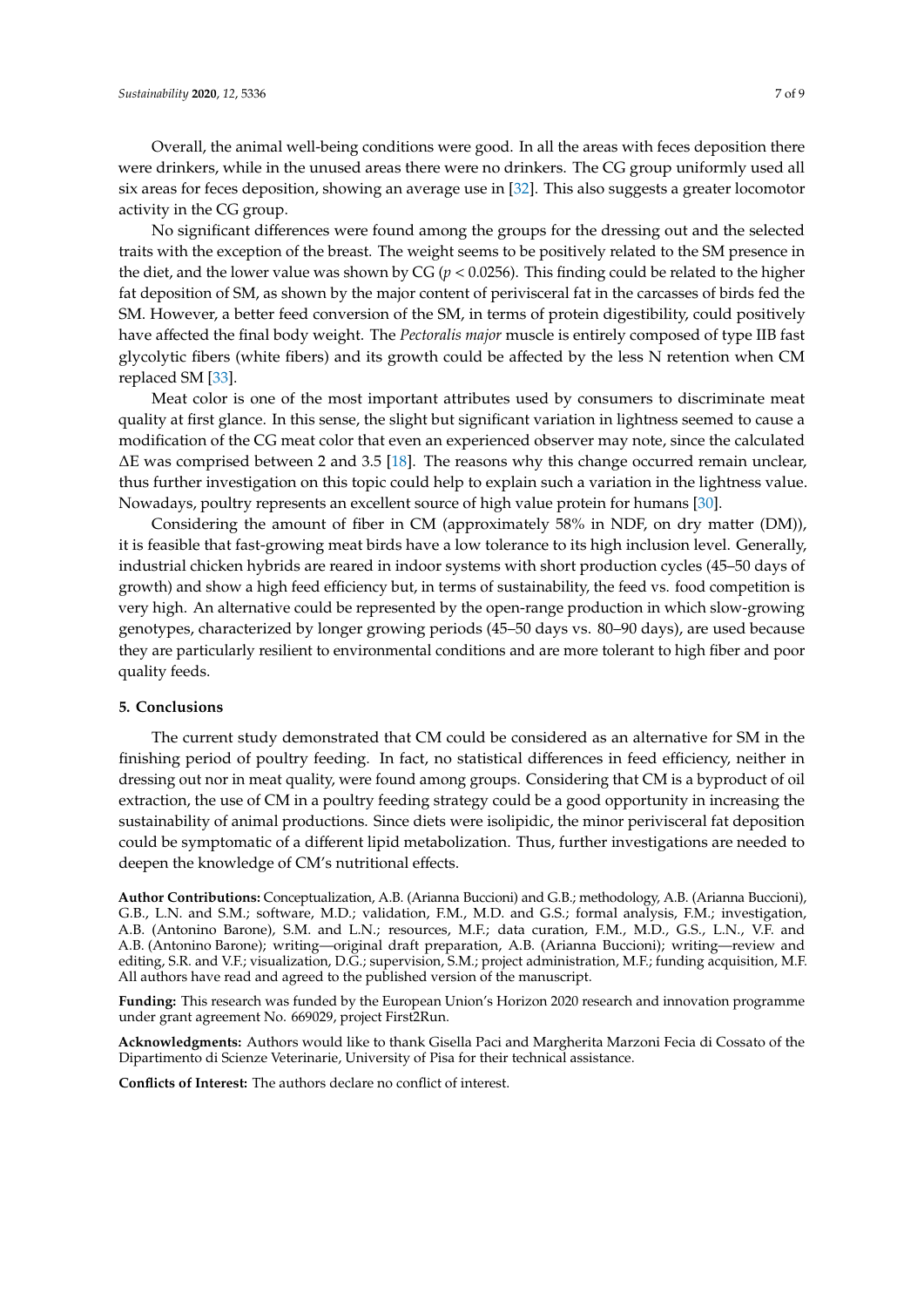Overall, the animal well-being conditions were good. In all the areas with feces deposition there were drinkers, while in the unused areas there were no drinkers. The CG group uniformly used all six areas for feces deposition, showing an average use in [32]. This also suggests a greater locomotor activity in the CG group.

No significant differences were found among the groups for the dressing out and the selected traits with the exception of the breast. The weight seems to be positively related to the SM presence in the diet, and the lower value was shown by CG ($p < 0.0256$). This finding could be related to the higher fat deposition of SM, as shown by the major content of perivisceral fat in the carcasses of birds fed the SM. However, a better feed conversion of the SM, in terms of protein digestibility, could positively have affected the final body weight. The *Pectoralis major* muscle is entirely composed of type IIB fast glycolytic fibers (white fibers) and its growth could be affected by the less N retention when CM replaced SM [33].

Meat color is one of the most important attributes used by consumers to discriminate meat quality at first glance. In this sense, the slight but significant variation in lightness seemed to cause a modification of the CG meat color that even an experienced observer may note, since the calculated $\Delta E$ was comprised between 2 and 3.5 [18]. The reasons why this change occurred remain unclear, thus further investigation on this topic could help to explain such a variation in the lightness value. Nowadays, poultry represents an excellent source of high value protein for humans [30].

Considering the amount of fiber in CM (approximately 58% in NDF, on dry matter (DM)), it is feasible that fast-growing meat birds have a low tolerance to its high inclusion level. Generally, industrial chicken hybrids are reared in indoor systems with short production cycles (45–50 days of growth) and show a high feed efficiency but, in terms of sustainability, the feed vs. food competition is very high. An alternative could be represented by the open-range production in which slow-growing genotypes, characterized by longer growing periods (45–50 days vs. 80–90 days), are used because they are particularly resilient to environmental conditions and are more tolerant to high fiber and poor quality feeds.

## 5. Conclusions

The current study demonstrated that CM could be considered as an alternative for SM in the finishing period of poultry feeding. In fact, no statistical differences in feed efficiency, neither in dressing out nor in meat quality, were found among groups. Considering that CM is a byproduct of oil extraction, the use of CM in a poultry feeding strategy could be a good opportunity in increasing the sustainability of animal productions. Since diets were isolipidic, the minor perivisceral fat deposition could be symptomatic of a different lipid metabolization. Thus, further investigations are needed to deepen the knowledge of CM's nutritional effects.

**Author Contributions:** Conceptualization, A.B. (Arianna Buccioni) and G.B.; methodology, A.B. (Arianna Buccioni), G.B., L.N. and S.M.; software, M.D.; validation, F.M., M.D. and G.S.; formal analysis, F.M.; investigation, A.B. (Antonino Barone), S.M. and L.N.; resources, M.F.; data curation, F.M., M.D., G.S., L.N., V.F. and A.B. (Antonino Barone); writing—original draft preparation, A.B. (Arianna Buccioni); writing—review and editing, S.R. and V.F.; visualization, D.G.; supervision, S.M.; project administration, M.F.; funding acquisition, M.F. All authors have read and agreed to the published version of the manuscript.

**Funding:** This research was funded by the European Union's Horizon 2020 research and innovation programme under grant agreement No. 669029, project First2Run.

**Acknowledgments:** Authors would like to thank Gisella Paci and Margherita Marzoni Fecia di Cossato of the Dipartimento di Scienze Veterinarie, University of Pisa for their technical assistance.

**Conflicts of Interest:** The authors declare no conflict of interest.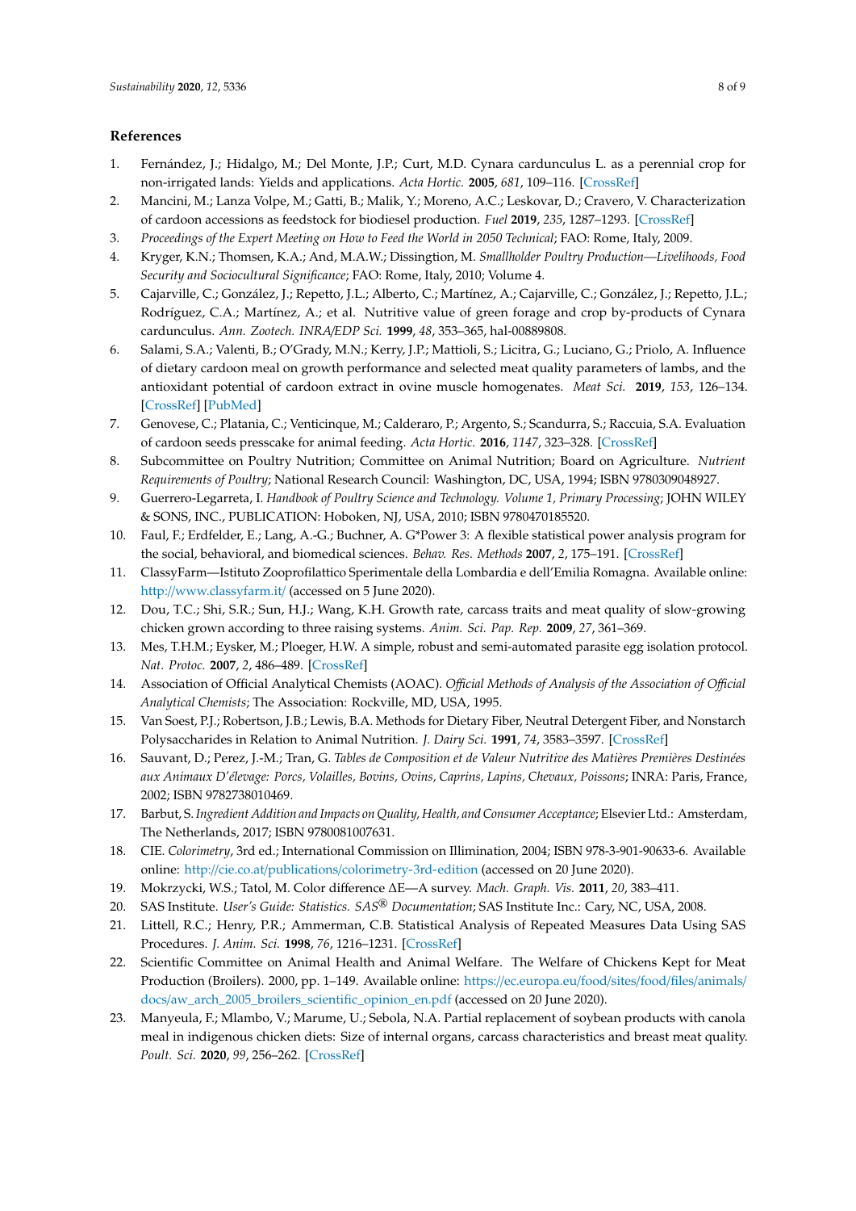## References

1. Fernández, J.; Hidalgo, M.; Del Monte, J.P.; Curt, M.D. Cynara cardunculus L. as a perennial crop for non-irrigated lands: Yields and applications. *Acta Hortic.* **2005**, *681*, 109–116. [CrossRef]
2. Mancini, M.; Lanza Volpe, M.; Gatti, B.; Malik, Y.; Moreno, A.C.; Leskovar, D.; Cravero, V. Characterization of cardoon accessions as feedstock for biodiesel production. *Fuel* **2019**, *235*, 1287–1293. [CrossRef]
3. *Proceedings of the Expert Meeting on How to Feed the World in 2050 Technical*; FAO: Rome, Italy, 2009.
4. Kryger, K.N.; Thomsen, K.A.; And, M.A.W.; Dissington, M. *Smallholder Poultry Production—Livelihoods, Food Security and Sociocultural Significance*; FAO: Rome, Italy, 2010; Volume 4.
5. Cajarville, C.; González, J.; Repetto, J.L.; Alberto, C.; Martínez, A.; Cajarville, C.; González, J.; Repetto, J.L.; Rodríguez, C.A.; Martínez, A.; et al. Nutritive value of green forage and crop by-products of Cynara cardunculus. *Ann. Zootech. INRA/EDP Sci.* **1999**, *48*, 353–365, hal-00889808.
6. Salami, S.A.; Valenti, B.; O'Grady, M.N.; Kerry, J.P.; Mattioli, S.; Licitra, G.; Luciano, G.; Priolo, A. Influence of dietary cardoon meal on growth performance and selected meat quality parameters of lambs, and the antioxidant potential of cardoon extract in ovine muscle homogenates. *Meat Sci.* **2019**, *153*, 126–134. [CrossRef] [PubMed]
7. Genovese, C.; Platania, C.; Venticinque, M.; Calderaro, P.; Argento, S.; Scandurra, S.; Raccuia, S.A. Evaluation of cardoon seeds presscake for animal feeding. *Acta Hortic.* **2016**, *1147*, 323–328. [CrossRef]
8. Subcommittee on Poultry Nutrition; Committee on Animal Nutrition; Board on Agriculture. *Nutrient Requirements of Poultry*; National Research Council: Washington, DC, USA, 1994; ISBN 9780309048927.
9. Guerrero-Legarreta, I. *Handbook of Poultry Science and Technology. Volume 1, Primary Processing*; JOHN WILEY & SONS, INC., PUBLICATION: Hoboken, NJ, USA, 2010; ISBN 9780470185520.
10. Faul, F.; Erdfelder, E.; Lang, A.-G.; Buchner, A. G*Power 3: A flexible statistical power analysis program for the social, behavioral, and biomedical sciences. *Behav. Res. Methods* **2007**, *2*, 175–191. [CrossRef]
11. ClassyFarm—Istituto Zooprofilattico Sperimentale della Lombardia e dell'Emilia Romagna. Available online: http://www.classyfarm.it/ (accessed on 5 June 2020).
12. Dou, T.C.; Shi, S.R.; Sun, H.J.; Wang, K.H. Growth rate, carcass traits and meat quality of slow-growing chicken grown according to three raising systems. *Anim. Sci. Pap. Rep.* **2009**, *27*, 361–369.
13. Mes, T.H.M.; Eysker, M.; Ploeger, H.W. A simple, robust and semi-automated parasite egg isolation protocol. *Nat. Protoc.* **2007**, *2*, 486–489. [CrossRef]
14. Association of Official Analytical Chemists (AOAC). *Official Methods of Analysis of the Association of Official Analytical Chemists*; The Association: Rockville, MD, USA, 1995.
15. Van Soest, P.J.; Robertson, J.B.; Lewis, B.A. Methods for Dietary Fiber, Neutral Detergent Fiber, and Nonstarch Polysaccharides in Relation to Animal Nutrition. *J. Dairy Sci.* **1991**, *74*, 3583–3597. [CrossRef]
16. Sauvant, D.; Perez, J.-M.; Tran, G. *Tables de Composition et de Valeur Nutritive des Matières Premières Destinées aux Animaux D'élevage: Porcs, Volailles, Bovins, Ovins, Caprins, Lapins, Chevaux, Poissons*; INRA: Paris, France, 2002; ISBN 9782738010469.
17. Barbut, S. *Ingredient Addition and Impacts on Quality, Health, and Consumer Acceptance*; Elsevier Ltd.: Amsterdam, The Netherlands, 2017; ISBN 9780081007631.
18. CIE. *Colorimetry*, 3rd ed.; International Commission on Illimination, 2004; ISBN 978-3-901-90633-6. Available online: http://cie.co.at/publications/colorimetry-3rd-edition (accessed on 20 June 2020).
19. Mokrzycki, W.S.; Tatol, M. Color difference ΔE—A survey. *Mach. Graph. Vis.* **2011**, *20*, 383–411.
20. SAS Institute. *User's Guide: Statistics. SAS® Documentation*; SAS Institute Inc.: Cary, NC, USA, 2008.
21. Littell, R.C.; Henry, P.R.; Ammerman, C.B. Statistical Analysis of Repeated Measures Data Using SAS Procedures. *J. Anim. Sci.* **1998**, *76*, 1216–1231. [CrossRef]
22. Scientific Committee on Animal Health and Animal Welfare. The Welfare of Chickens Kept for Meat Production (Broilers). 2000, pp. 1–149. Available online: https://ec.europa.eu/food/sites/food/files/animals/docs/aw_arch_2005_broilers_scientific_opinion_en.pdf (accessed on 20 June 2020).
23. Manyeula, F.; Mlambo, V.; Marume, U.; Sebola, N.A. Partial replacement of soybean products with canola meal in indigenous chicken diets: Size of internal organs, carcass characteristics and breast meat quality. *Poult. Sci.* **2020**, *99*, 256–262. [CrossRef]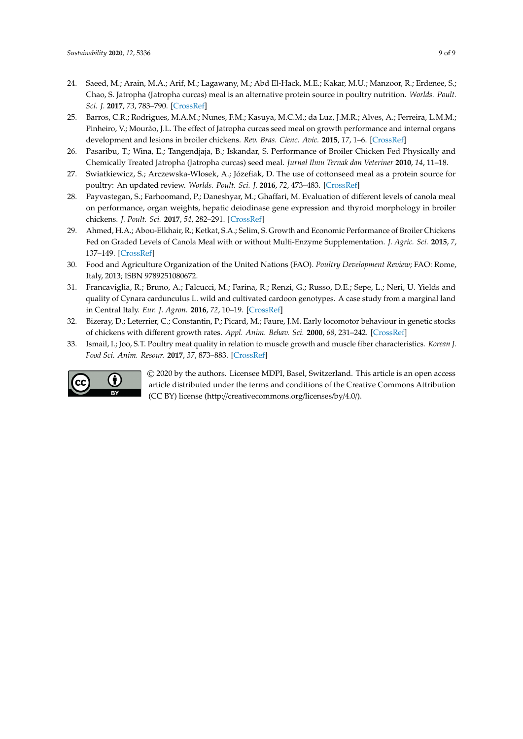24. Saeed, M.; Arain, M.A.; Arif, M.; Lagawany, M.; Abd El-Hack, M.E.; Kakar, M.U.; Manzoor, R.; Erdenee, S.; Chao, S. Jatropha (Jatropha curcas) meal is an alternative protein source in poultry nutrition. *Worlds. Poult. Sci. J.* **2017**, *73*, 783–790. [CrossRef]
25. Barros, C.R.; Rodrigues, M.A.M.; Nunes, F.M.; Kasuya, M.C.M.; da Luz, J.M.R.; Alves, A.; Ferreira, L.M.M.; Pinheiro, V.; Mourão, J.L. The effect of Jatropha curcas seed meal on growth performance and internal organs development and lesions in broiler chickens. *Rev. Bras. Cienc. Avic.* **2015**, *17*, 1–6. [CrossRef]
26. Pasaribu, T.; Wina, E.; Tangendjaja, B.; Iskandar, S. Performance of Broiler Chicken Fed Physically and Chemically Treated Jatropha (Jatropha curcas) seed meal. *Jurnal Ilmu Ternak dan Veteriner* **2010**, *14*, 11–18.
27. Swiatkiewicz, S.; Arczewska-Wlosek, A.; Józefiak, D. The use of cottonseed meal as a protein source for poultry: An updated review. *Worlds. Poult. Sci. J.* **2016**, *72*, 473–483. [CrossRef]
28. Payvastegan, S.; Farhoomand, P.; Daneshyar, M.; Ghaffari, M. Evaluation of different levels of canola meal on performance, organ weights, hepatic deiodinase gene expression and thyroid morphology in broiler chickens. *J. Poult. Sci.* **2017**, *54*, 282–291. [CrossRef]
29. Ahmed, H.A.; Abou-Elkhair, R.; Ketkat, S.A.; Selim, S. Growth and Economic Performance of Broiler Chickens Fed on Graded Levels of Canola Meal with or without Multi-Enzyme Supplementation. *J. Agric. Sci.* **2015**, *7*, 137–149. [CrossRef]
30. Food and Agriculture Organization of the United Nations (FAO). *Poultry Development Review*; FAO: Rome, Italy, 2013; ISBN 9789251080672.
31. Francaviglia, R.; Bruno, A.; Falcucci, M.; Farina, R.; Renzi, G.; Russo, D.E.; Sepe, L.; Neri, U. Yields and quality of Cynara cardunculus L. wild and cultivated cardoon genotypes. A case study from a marginal land in Central Italy. *Eur. J. Agron.* **2016**, *72*, 10–19. [CrossRef]
32. Bizeray, D.; Leterrier, C.; Constantin, P.; Picard, M.; Faure, J.M. Early locomotor behaviour in genetic stocks of chickens with different growth rates. *Appl. Anim. Behav. Sci.* **2000**, *68*, 231–242. [CrossRef]
33. Ismail, I.; Joo, S.T. Poultry meat quality in relation to muscle growth and muscle fiber characteristics. *Korean J. Food Sci. Anim. Resour.* **2017**, *37*, 873–883. [CrossRef]

© 2020 by the authors. Licensee MDPI, Basel, Switzerland. This article is an open access article distributed under the terms and conditions of the Creative Commons Attribution (CC BY) license (http://creativecommons.org/licenses/by/4.0/).